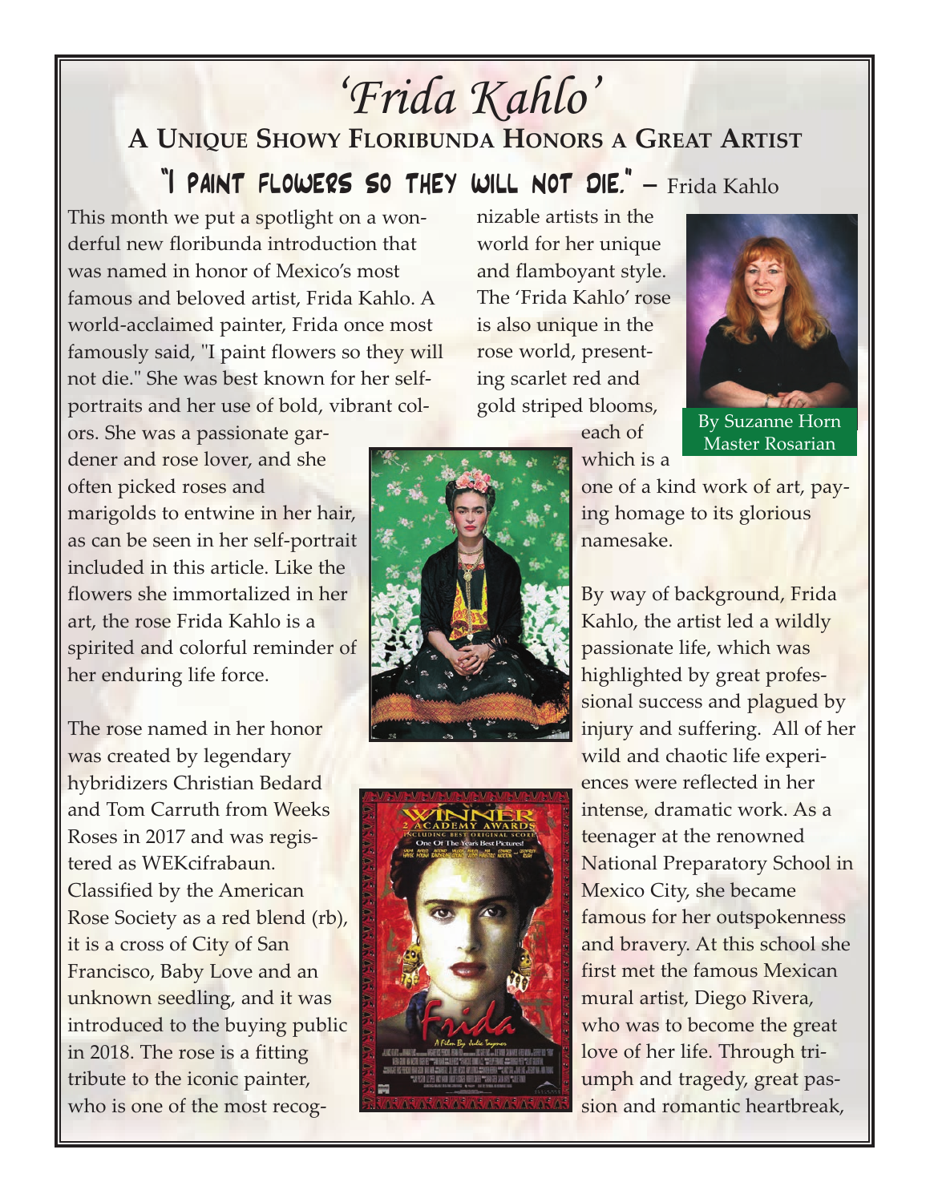# *'Frida Kahlo'*

## A Unique Showy Floribunda Honors a Great Artist

### "I paint flowers so they will not die." – Frida Kahlo

By Suzanne Horn
Master Rosarian

This month we put a spotlight on a wonderful new floribunda introduction that was named in honor of Mexico's most famous and beloved artist, Frida Kahlo. A world-acclaimed painter, Frida once most famously said, "I paint flowers so they will not die." She was best known for her self-portraits and her use of bold, vibrant colors. She was a passionate gardener and rose lover, and she often picked roses and marigolds to entwine in her hair, as can be seen in her self-portrait included in this article. Like the flowers she immortalized in her art, the rose Frida Kahlo is a spirited and colorful reminder of her enduring life force.

The rose named in her honor was created by legendary hybridizers Christian Bedard and Tom Carruth from Weeks Roses in 2017 and was registered as WEKcifrabaun. Classified by the American Rose Society as a red blend (rb), it is a cross of City of San Francisco, Baby Love and an unknown seedling, and it was introduced to the buying public in 2018. The rose is a fitting tribute to the iconic painter, who is one of the most recognizable artists in the world for her unique and flamboyant style. The 'Frida Kahlo' rose is also unique in the rose world, presenting scarlet red and gold striped blooms, each of which is a one of a kind work of art, paying homage to its glorious namesake.

By way of background, Frida Kahlo, the artist led a wildly passionate life, which was highlighted by great professional success and plagued by injury and suffering. All of her wild and chaotic life experiences were reflected in her intense, dramatic work. As a teenager at the renowned National Preparatory School in Mexico City, she became famous for her outspokenness and bravery. At this school she first met the famous Mexican mural artist, Diego Rivera, who was to become the great love of her life. Through triumph and tragedy, great passion and romantic heartbreak,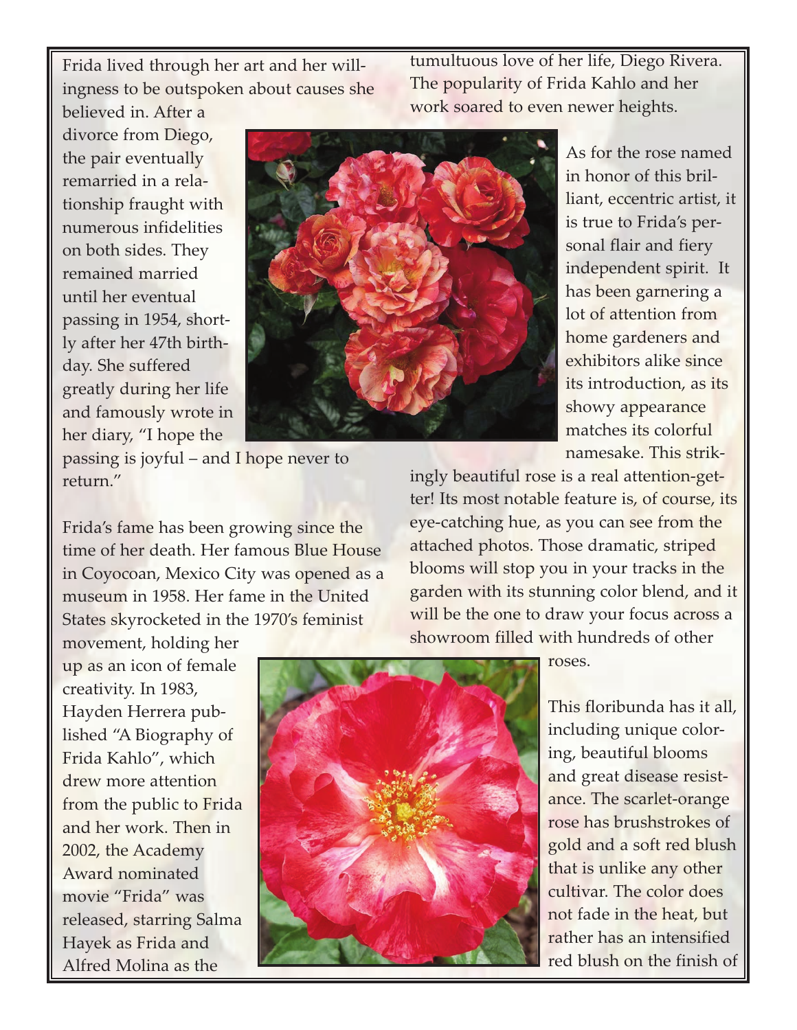Frida lived through her art and her willingness to be outspoken about causes she believed in. After a divorce from Diego, the pair eventually remarried in a relationship fraught with numerous infidelities on both sides. They remained married until her eventual passing in 1954, shortly after her 47th birthday. She suffered greatly during her life and famously wrote in her diary, "I hope the passing is joyful – and I hope never to return."

Frida's fame has been growing since the time of her death. Her famous Blue House in Coyocoan, Mexico City was opened as a museum in 1958. Her fame in the United States skyrocketed in the 1970's feminist movement, holding her up as an icon of female creativity. In 1983, Hayden Herrera published "A Biography of Frida Kahlo", which drew more attention from the public to Frida and her work. Then in 2002, the Academy Award nominated movie "Frida" was released, starring Salma Hayek as Frida and Alfred Molina as the tumultuous love of her life, Diego Rivera. The popularity of Frida Kahlo and her work soared to even newer heights.

As for the rose named in honor of this brilliant, eccentric artist, it is true to Frida's personal flair and fiery independent spirit. It has been garnering a lot of attention from home gardeners and exhibitors alike since its introduction, as its showy appearance matches its colorful namesake. This strikingly beautiful rose is a real attention-getter! Its most notable feature is, of course, its eye-catching hue, as you can see from the attached photos. Those dramatic, striped blooms will stop you in your tracks in the garden with its stunning color blend, and it will be the one to draw your focus across a showroom filled with hundreds of other roses.

This floribunda has it all, including unique coloring, beautiful blooms and great disease resistance. The scarlet-orange rose has brushstrokes of gold and a soft red blush that is unlike any other cultivar. The color does not fade in the heat, but rather has an intensified red blush on the finish of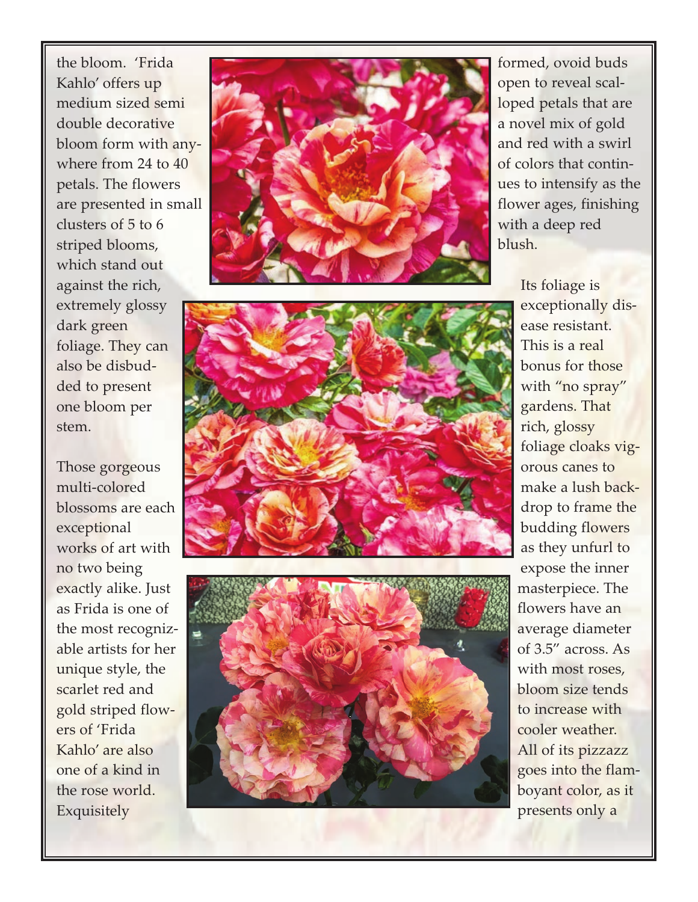the bloom. 'Frida Kahlo' offers up medium sized semi double decorative bloom form with anywhere from 24 to 40 petals. The flowers are presented in small clusters of 5 to 6 striped blooms, which stand out against the rich, extremely glossy dark green foliage. They can also be disbudded to present one bloom per stem.

Those gorgeous multi-colored blossoms are each exceptional works of art with no two being exactly alike. Just as Frida is one of the most recognizable artists for her unique style, the scarlet red and gold striped flowers of 'Frida Kahlo' are also one of a kind in the rose world. Exquisitely formed, ovoid buds open to reveal scalloped petals that are a novel mix of gold and red with a swirl of colors that continues to intensify as the flower ages, finishing with a deep red blush.

Its foliage is exceptionally disease resistant. This is a real bonus for those with "no spray" gardens. That rich, glossy foliage cloaks vigorous canes to make a lush backdrop to frame the budding flowers as they unfurl to expose the inner masterpiece. The flowers have an average diameter of 3.5" across. As with most roses, bloom size tends to increase with cooler weather. All of its pizzazz goes into the flamboyant color, as it presents only a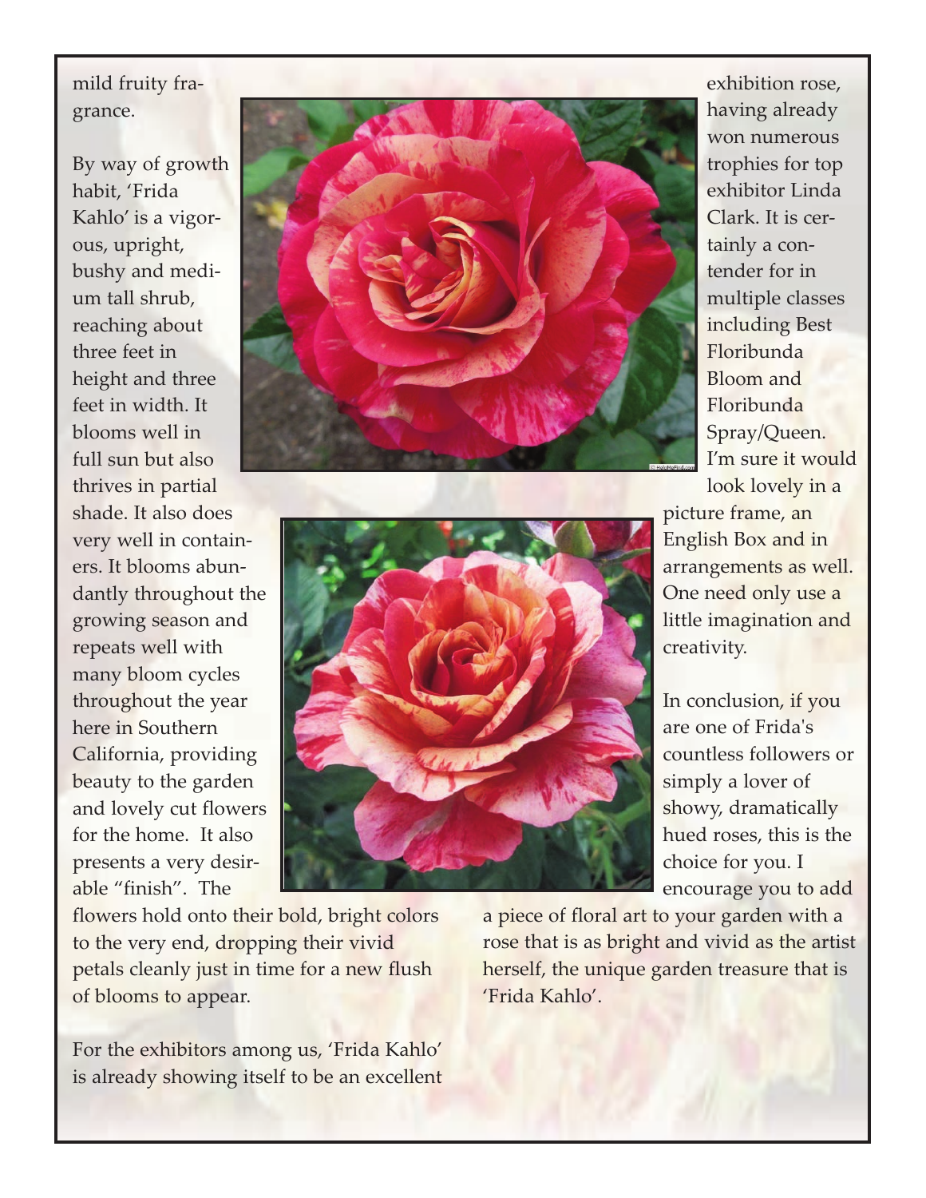mild fruity fragrance.

By way of growth habit, 'Frida Kahlo' is a vigorous, upright, bushy and medium tall shrub, reaching about three feet in height and three feet in width. It blooms well in full sun but also thrives in partial shade. It also does very well in containers. It blooms abundantly throughout the growing season and repeats well with many bloom cycles throughout the year here in Southern California, providing beauty to the garden and lovely cut flowers for the home. It also presents a very desirable "finish". The flowers hold onto their bold, bright colors to the very end, dropping their vivid petals cleanly just in time for a new flush of blooms to appear.

For the exhibitors among us, 'Frida Kahlo' is already showing itself to be an excellent exhibition rose, having already won numerous trophies for top exhibitor Linda Clark. It is certainly a contender for in multiple classes including Best Floribunda Bloom and Floribunda Spray/Queen. I'm sure it would look lovely in a picture frame, an English Box and in arrangements as well. One need only use a little imagination and creativity.

In conclusion, if you are one of Frida's countless followers or simply a lover of showy, dramatically hued roses, this is the choice for you. I encourage you to add a piece of floral art to your garden with a rose that is as bright and vivid as the artist herself, the unique garden treasure that is 'Frida Kahlo'.